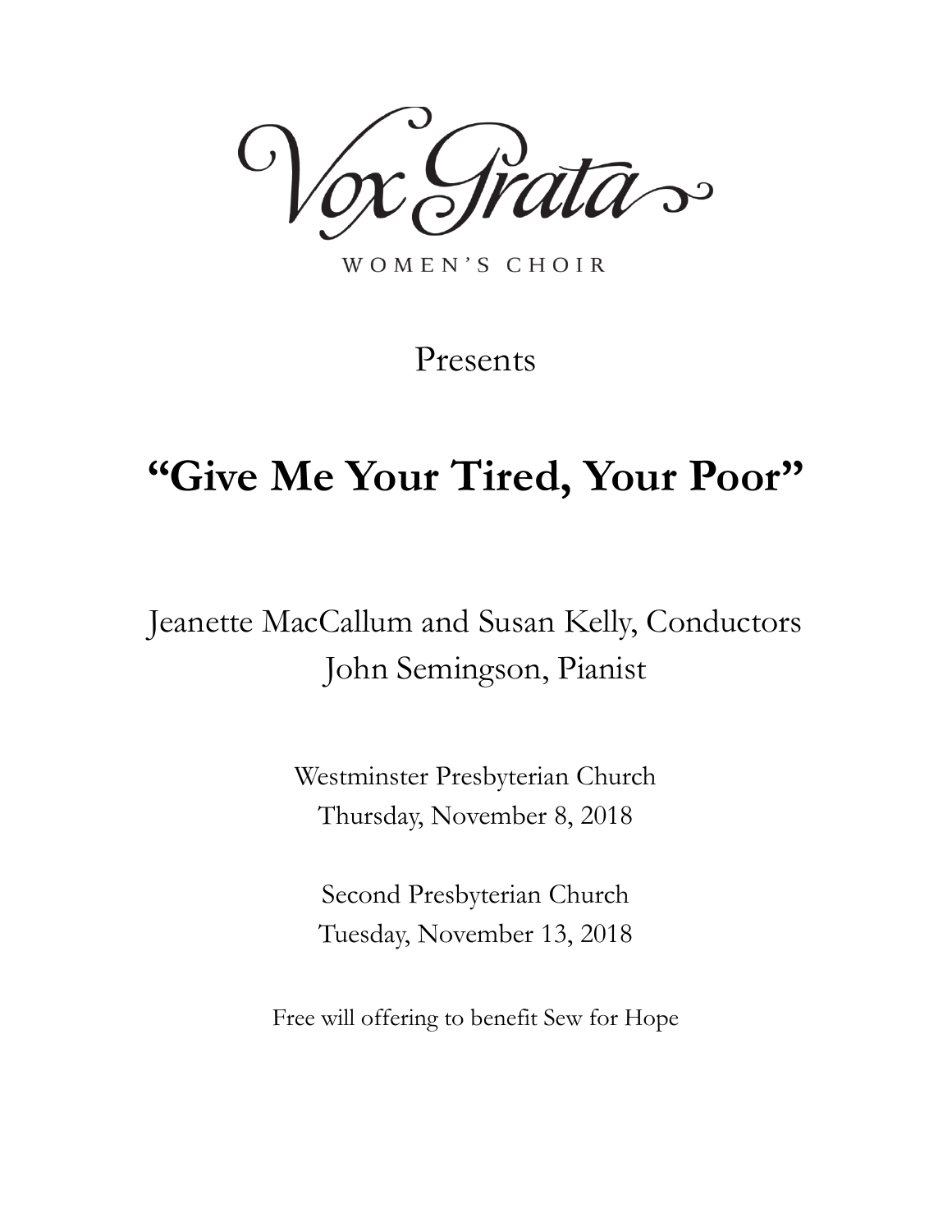# Vox Grata

WOMEN'S CHOIR

Presents

## "Give Me Your Tired, Your Poor"

Jeanette MacCallum and Susan Kelly, Conductors
John Semingson, Pianist

Westminster Presbyterian Church
Thursday, November 8, 2018

Second Presbyterian Church
Tuesday, November 13, 2018

Free will offering to benefit Sew for Hope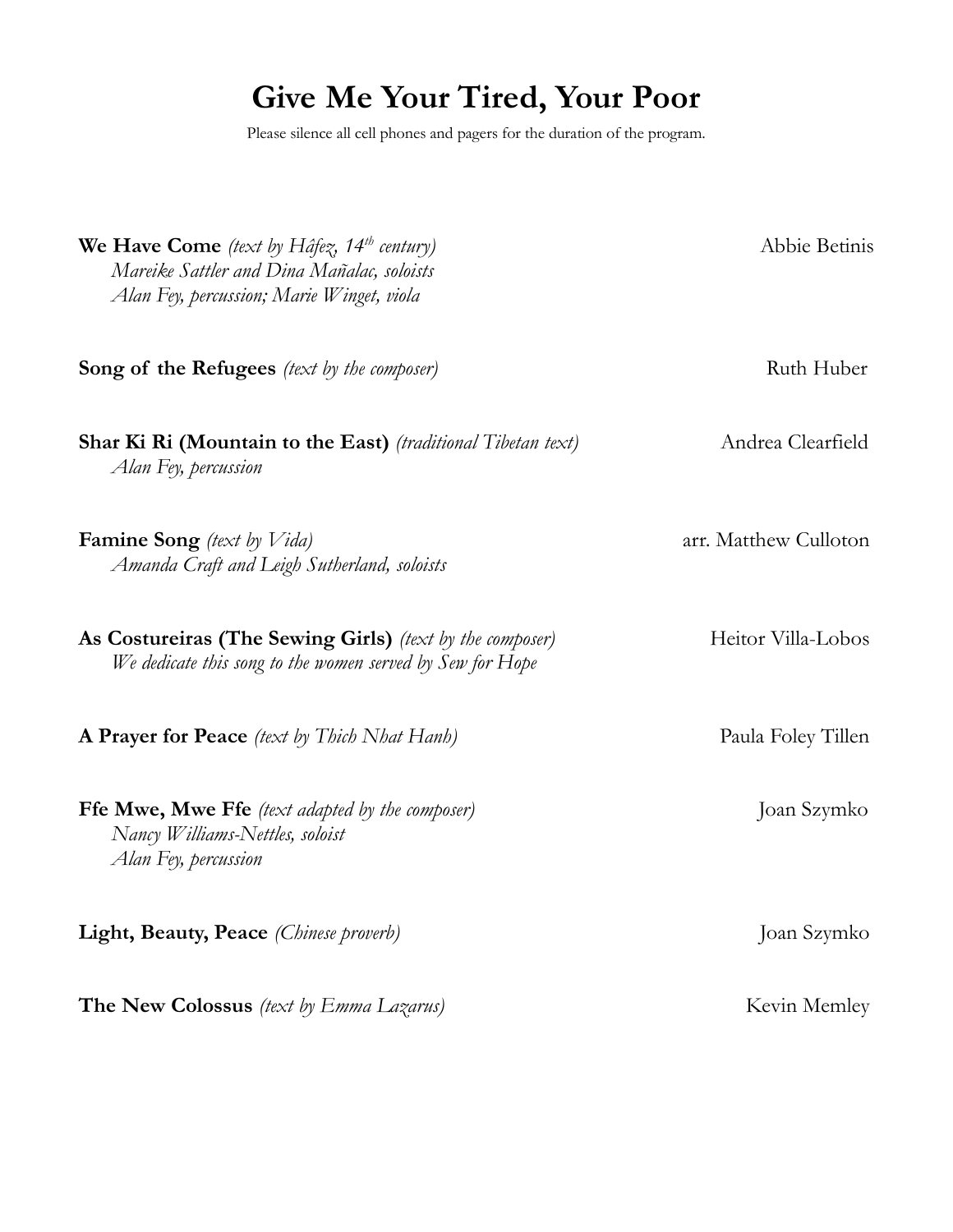# Give Me Your Tired, Your Poor

Please silence all cell phones and pagers for the duration of the program.

**We Have Come** *(text by Hâfez, 14th century)* — Abbie Betinis
*Mareike Sattler and Dina Mañalac, soloists*
*Alan Fey, percussion; Marie Winget, viola*

**Song of the Refugees** *(text by the composer)* — Ruth Huber

**Shar Ki Ri (Mountain to the East)** *(traditional Tibetan text)* — Andrea Clearfield
*Alan Fey, percussion*

**Famine Song** *(text by Vida)* — arr. Matthew Culloton
*Amanda Craft and Leigh Sutherland, soloists*

**As Costureiras (The Sewing Girls)** *(text by the composer)* — Heitor Villa-Lobos
*We dedicate this song to the women served by Sew for Hope*

**A Prayer for Peace** *(text by Thich Nhat Hanh)* — Paula Foley Tillen

**Ffe Mwe, Mwe Ffe** *(text adapted by the composer)* — Joan Szymko
*Nancy Williams-Nettles, soloist*
*Alan Fey, percussion*

**Light, Beauty, Peace** *(Chinese proverb)* — Joan Szymko

**The New Colossus** *(text by Emma Lazarus)* — Kevin Memley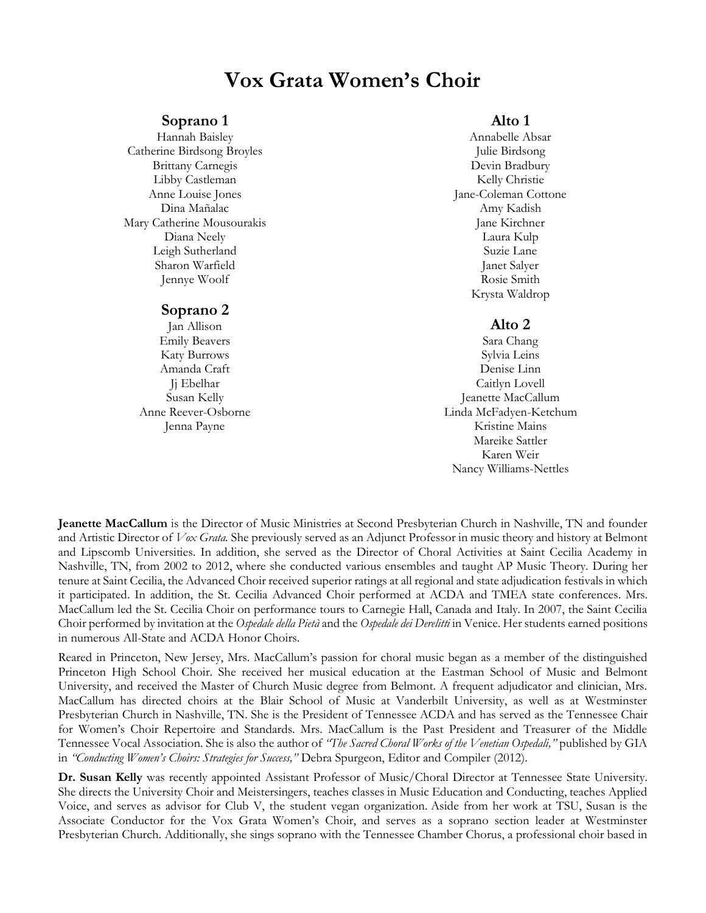# Vox Grata Women's Choir

### Soprano 1

Hannah Baisley
Catherine Birdsong Broyles
Brittany Carnegis
Libby Castleman
Anne Louise Jones
Dina Mañalac
Mary Catherine Mousourakis
Diana Neely
Leigh Sutherland
Sharon Warfield
Jennye Woolf

### Soprano 2

Jan Allison
Emily Beavers
Katy Burrows
Amanda Craft
Jj Ebelhar
Susan Kelly
Anne Reever-Osborne
Jenna Payne

### Alto 1

Annabelle Absar
Julie Birdsong
Devin Bradbury
Kelly Christie
Jane-Coleman Cottone
Amy Kadish
Jane Kirchner
Laura Kulp
Suzie Lane
Janet Salyer
Rosie Smith
Krysta Waldrop

### Alto 2

Sara Chang
Sylvia Leins
Denise Linn
Caitlyn Lovell
Jeanette MacCallum
Linda McFadyen-Ketchum
Kristine Mains
Mareike Sattler
Karen Weir
Nancy Williams-Nettles

**Jeanette MacCallum** is the Director of Music Ministries at Second Presbyterian Church in Nashville, TN and founder and Artistic Director of *Vox Grata.* She previously served as an Adjunct Professor in music theory and history at Belmont and Lipscomb Universities. In addition, she served as the Director of Choral Activities at Saint Cecilia Academy in Nashville, TN, from 2002 to 2012, where she conducted various ensembles and taught AP Music Theory. During her tenure at Saint Cecilia, the Advanced Choir received superior ratings at all regional and state adjudication festivals in which it participated. In addition, the St. Cecilia Advanced Choir performed at ACDA and TMEA state conferences. Mrs. MacCallum led the St. Cecilia Choir on performance tours to Carnegie Hall, Canada and Italy. In 2007, the Saint Cecilia Choir performed by invitation at the *Ospedale della Pietà* and the *Ospedale dei Derelitti* in Venice. Her students earned positions in numerous All-State and ACDA Honor Choirs.

Reared in Princeton, New Jersey, Mrs. MacCallum's passion for choral music began as a member of the distinguished Princeton High School Choir. She received her musical education at the Eastman School of Music and Belmont University, and received the Master of Church Music degree from Belmont. A frequent adjudicator and clinician, Mrs. MacCallum has directed choirs at the Blair School of Music at Vanderbilt University, as well as at Westminster Presbyterian Church in Nashville, TN. She is the President of Tennessee ACDA and has served as the Tennessee Chair for Women's Choir Repertoire and Standards. Mrs. MacCallum is the Past President and Treasurer of the Middle Tennessee Vocal Association. She is also the author of *"The Sacred Choral Works of the Venetian Ospedali,"* published by GIA in *"Conducting Women's Choirs: Strategies for Success,"* Debra Spurgeon, Editor and Compiler (2012).

**Dr. Susan Kelly** was recently appointed Assistant Professor of Music/Choral Director at Tennessee State University. She directs the University Choir and Meistersingers, teaches classes in Music Education and Conducting, teaches Applied Voice, and serves as advisor for Club V, the student vegan organization. Aside from her work at TSU, Susan is the Associate Conductor for the Vox Grata Women's Choir, and serves as a soprano section leader at Westminster Presbyterian Church. Additionally, she sings soprano with the Tennessee Chamber Chorus, a professional choir based in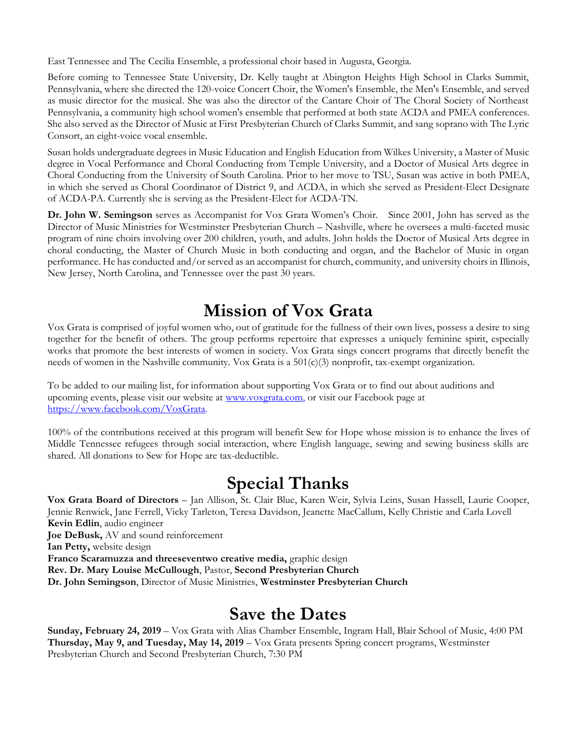East Tennessee and The Cecilia Ensemble, a professional choir based in Augusta, Georgia.

Before coming to Tennessee State University, Dr. Kelly taught at Abington Heights High School in Clarks Summit, Pennsylvania, where she directed the 120-voice Concert Choir, the Women's Ensemble, the Men's Ensemble, and served as music director for the musical. She was also the director of the Cantare Choir of The Choral Society of Northeast Pennsylvania, a community high school women's ensemble that performed at both state ACDA and PMEA conferences. She also served as the Director of Music at First Presbyterian Church of Clarks Summit, and sang soprano with The Lyric Consort, an eight-voice vocal ensemble.

Susan holds undergraduate degrees in Music Education and English Education from Wilkes University, a Master of Music degree in Vocal Performance and Choral Conducting from Temple University, and a Doctor of Musical Arts degree in Choral Conducting from the University of South Carolina. Prior to her move to TSU, Susan was active in both PMEA, in which she served as Choral Coordinator of District 9, and ACDA, in which she served as President-Elect Designate of ACDA-PA. Currently she is serving as the President-Elect for ACDA-TN.

**Dr. John W. Semingson** serves as Accompanist for Vox Grata Women's Choir. Since 2001, John has served as the Director of Music Ministries for Westminster Presbyterian Church – Nashville, where he oversees a multi-faceted music program of nine choirs involving over 200 children, youth, and adults. John holds the Doctor of Musical Arts degree in choral conducting, the Master of Church Music in both conducting and organ, and the Bachelor of Music in organ performance. He has conducted and/or served as an accompanist for church, community, and university choirs in Illinois, New Jersey, North Carolina, and Tennessee over the past 30 years.

# Mission of Vox Grata

Vox Grata is comprised of joyful women who, out of gratitude for the fullness of their own lives, possess a desire to sing together for the benefit of others. The group performs repertoire that expresses a uniquely feminine spirit, especially works that promote the best interests of women in society. Vox Grata sings concert programs that directly benefit the needs of women in the Nashville community. Vox Grata is a 501(c)(3) nonprofit, tax-exempt organization.

To be added to our mailing list, for information about supporting Vox Grata or to find out about auditions and upcoming events, please visit our website at www.voxgrata.com, or visit our Facebook page at https://www.facebook.com/VoxGrata.

100% of the contributions received at this program will benefit Sew for Hope whose mission is to enhance the lives of Middle Tennessee refugees through social interaction, where English language, sewing and sewing business skills are shared. All donations to Sew for Hope are tax-deductible.

# Special Thanks

**Vox Grata Board of Directors** – Jan Allison, St. Clair Blue, Karen Weir, Sylvia Leins, Susan Hassell, Laurie Cooper, Jennie Renwick, Jane Ferrell, Vicky Tarleton, Teresa Davidson, Jeanette MacCallum, Kelly Christie and Carla Lovell
**Kevin Edlin**, audio engineer
**Joe DeBusk,** AV and sound reinforcement
**Ian Petty,** website design
**Franco Scaramuzza and threeseventwo creative media,** graphic design
**Rev. Dr. Mary Louise McCullough**, Pastor, **Second Presbyterian Church**
**Dr. John Semingson**, Director of Music Ministries, **Westminster Presbyterian Church**

# Save the Dates

**Sunday, February 24, 2019** – Vox Grata with Alias Chamber Ensemble, Ingram Hall, Blair School of Music, 4:00 PM
**Thursday, May 9, and Tuesday, May 14, 2019** – Vox Grata presents Spring concert programs, Westminster Presbyterian Church and Second Presbyterian Church, 7:30 PM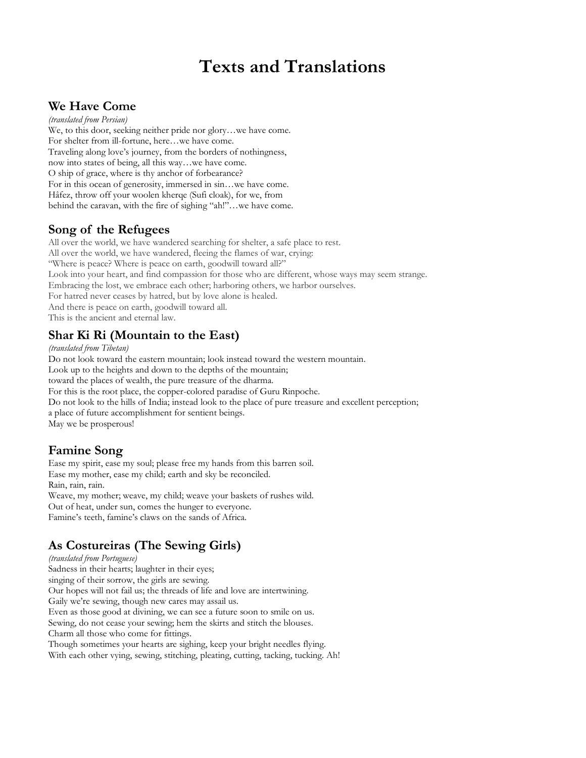# Texts and Translations

## We Have Come

*(translated from Persian)*

We, to this door, seeking neither pride nor glory…we have come.
For shelter from ill-fortune, here…we have come.
Traveling along love's journey, from the borders of nothingness,
now into states of being, all this way…we have come.
O ship of grace, where is thy anchor of forbearance?
For in this ocean of generosity, immersed in sin…we have come.
Hâfez, throw off your woolen kherqe (Sufi cloak), for we, from
behind the caravan, with the fire of sighing "ah!"…we have come.

## Song of the Refugees

All over the world, we have wandered searching for shelter, a safe place to rest.
All over the world, we have wandered, fleeing the flames of war, crying:
"Where is peace? Where is peace on earth, goodwill toward all?"
Look into your heart, and find compassion for those who are different, whose ways may seem strange.
Embracing the lost, we embrace each other; harboring others, we harbor ourselves.
For hatred never ceases by hatred, but by love alone is healed.
And there is peace on earth, goodwill toward all.
This is the ancient and eternal law.

## Shar Ki Ri (Mountain to the East)

*(translated from Tibetan)*

Do not look toward the eastern mountain; look instead toward the western mountain.
Look up to the heights and down to the depths of the mountain;
toward the places of wealth, the pure treasure of the dharma.
For this is the root place, the copper-colored paradise of Guru Rinpoche.
Do not look to the hills of India; instead look to the place of pure treasure and excellent perception;
a place of future accomplishment for sentient beings.
May we be prosperous!

## Famine Song

Ease my spirit, ease my soul; please free my hands from this barren soil.
Ease my mother, ease my child; earth and sky be reconciled.
Rain, rain, rain.
Weave, my mother; weave, my child; weave your baskets of rushes wild.
Out of heat, under sun, comes the hunger to everyone.
Famine's teeth, famine's claws on the sands of Africa.

## As Costureiras (The Sewing Girls)

*(translated from Portuguese)*

Sadness in their hearts; laughter in their eyes;
singing of their sorrow, the girls are sewing.
Our hopes will not fail us; the threads of life and love are intertwining.
Gaily we're sewing, though new cares may assail us.
Even as those good at divining, we can see a future soon to smile on us.
Sewing, do not cease your sewing; hem the skirts and stitch the blouses.
Charm all those who come for fittings.
Though sometimes your hearts are sighing, keep your bright needles flying.
With each other vying, sewing, stitching, pleating, cutting, tacking, tucking. Ah!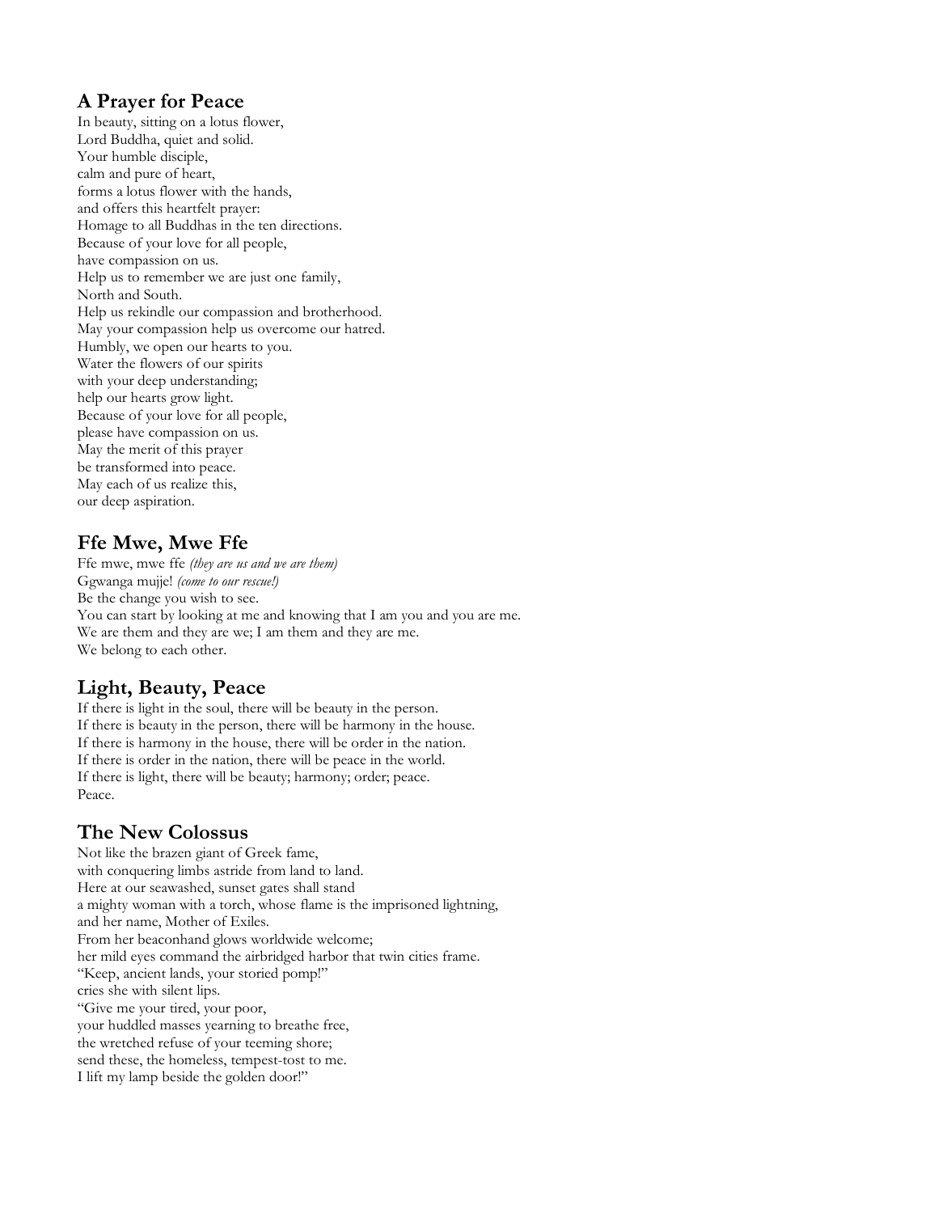## A Prayer for Peace

In beauty, sitting on a lotus flower,
Lord Buddha, quiet and solid.
Your humble disciple,
calm and pure of heart,
forms a lotus flower with the hands,
and offers this heartfelt prayer:
Homage to all Buddhas in the ten directions.
Because of your love for all people,
have compassion on us.
Help us to remember we are just one family,
North and South.
Help us rekindle our compassion and brotherhood.
May your compassion help us overcome our hatred.
Humbly, we open our hearts to you.
Water the flowers of our spirits
with your deep understanding;
help our hearts grow light.
Because of your love for all people,
please have compassion on us.
May the merit of this prayer
be transformed into peace.
May each of us realize this,
our deep aspiration.

## Ffe Mwe, Mwe Ffe

Ffe mwe, mwe ffe *(they are us and we are them)*
Ggwanga mujje! *(come to our rescue!)*
Be the change you wish to see.
You can start by looking at me and knowing that I am you and you are me.
We are them and they are we; I am them and they are me.
We belong to each other.

## Light, Beauty, Peace

If there is light in the soul, there will be beauty in the person.
If there is beauty in the person, there will be harmony in the house.
If there is harmony in the house, there will be order in the nation.
If there is order in the nation, there will be peace in the world.
If there is light, there will be beauty; harmony; order; peace.
Peace.

## The New Colossus

Not like the brazen giant of Greek fame,
with conquering limbs astride from land to land.
Here at our seawashed, sunset gates shall stand
a mighty woman with a torch, whose flame is the imprisoned lightning,
and her name, Mother of Exiles.
From her beaconhand glows worldwide welcome;
her mild eyes command the airbridged harbor that twin cities frame.
"Keep, ancient lands, your storied pomp!"
cries she with silent lips.
"Give me your tired, your poor,
your huddled masses yearning to breathe free,
the wretched refuse of your teeming shore;
send these, the homeless, tempest-tost to me.
I lift my lamp beside the golden door!"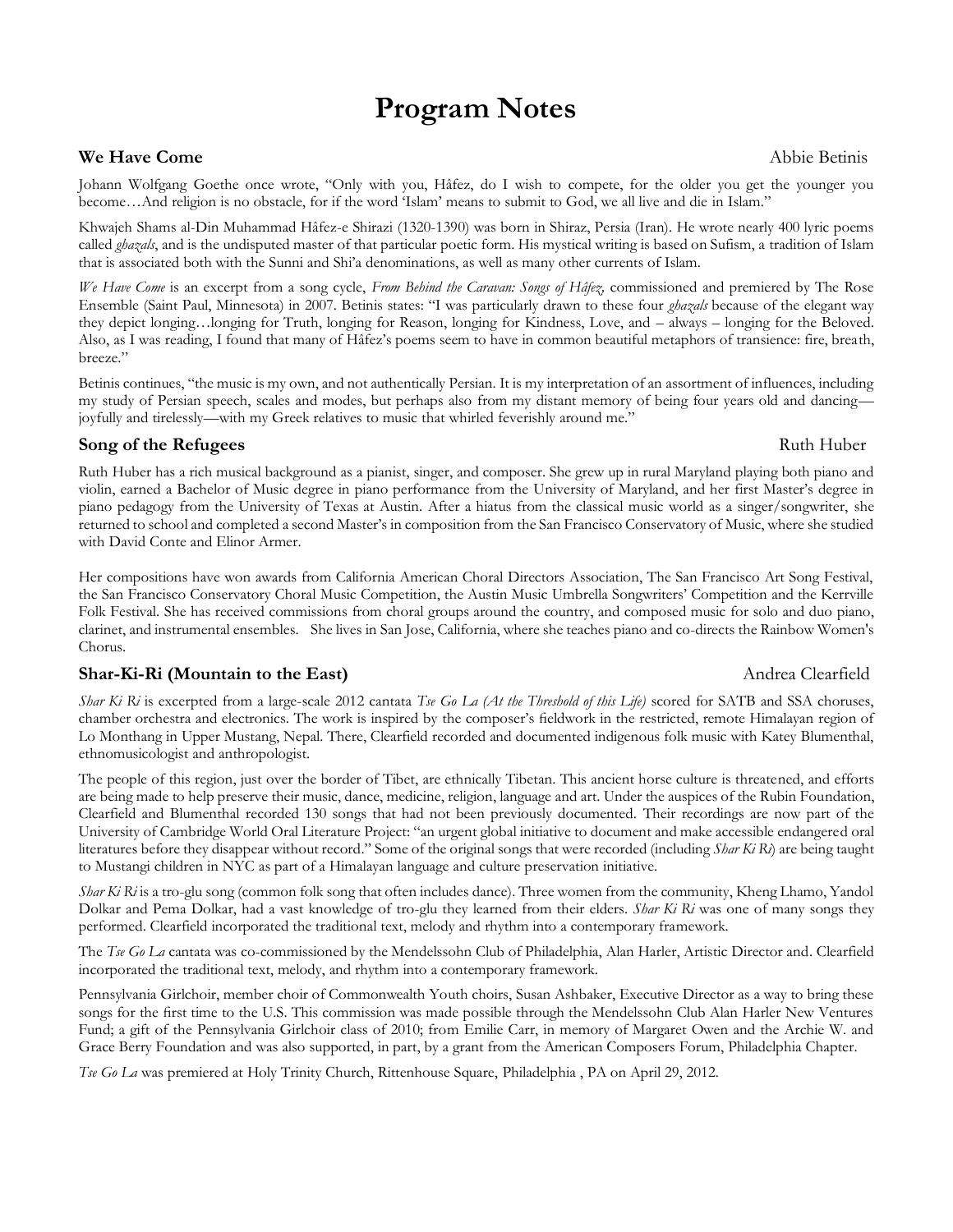# Program Notes

### We Have Come

Abbie Betinis

Johann Wolfgang Goethe once wrote, "Only with you, Hâfez, do I wish to compete, for the older you get the younger you become…And religion is no obstacle, for if the word 'Islam' means to submit to God, we all live and die in Islam."

Khwajeh Shams al-Din Muhammad Hâfez-e Shirazi (1320-1390) was born in Shiraz, Persia (Iran). He wrote nearly 400 lyric poems called *ghazals*, and is the undisputed master of that particular poetic form. His mystical writing is based on Sufism, a tradition of Islam that is associated both with the Sunni and Shi'a denominations, as well as many other currents of Islam.

*We Have Come* is an excerpt from a song cycle, *From Behind the Caravan: Songs of Hâfez,* commissioned and premiered by The Rose Ensemble (Saint Paul, Minnesota) in 2007. Betinis states: "I was particularly drawn to these four *ghazals* because of the elegant way they depict longing…longing for Truth, longing for Reason, longing for Kindness, Love, and – always – longing for the Beloved. Also, as I was reading, I found that many of Hâfez's poems seem to have in common beautiful metaphors of transience: fire, breath, breeze."

Betinis continues, "the music is my own, and not authentically Persian. It is my interpretation of an assortment of influences, including my study of Persian speech, scales and modes, but perhaps also from my distant memory of being four years old and dancing—joyfully and tirelessly—with my Greek relatives to music that whirled feverishly around me."

### Song of the Refugees

Ruth Huber

Ruth Huber has a rich musical background as a pianist, singer, and composer. She grew up in rural Maryland playing both piano and violin, earned a Bachelor of Music degree in piano performance from the University of Maryland, and her first Master's degree in piano pedagogy from the University of Texas at Austin. After a hiatus from the classical music world as a singer/songwriter, she returned to school and completed a second Master's in composition from the San Francisco Conservatory of Music, where she studied with David Conte and Elinor Armer.

Her compositions have won awards from California American Choral Directors Association, The San Francisco Art Song Festival, the San Francisco Conservatory Choral Music Competition, the Austin Music Umbrella Songwriters' Competition and the Kerrville Folk Festival. She has received commissions from choral groups around the country, and composed music for solo and duo piano, clarinet, and instrumental ensembles. She lives in San Jose, California, where she teaches piano and co-directs the Rainbow Women's Chorus.

### Shar-Ki-Ri (Mountain to the East)

Andrea Clearfield

*Shar Ki Ri* is excerpted from a large-scale 2012 cantata *Tse Go La (At the Threshold of this Life)* scored for SATB and SSA choruses, chamber orchestra and electronics. The work is inspired by the composer's fieldwork in the restricted, remote Himalayan region of Lo Monthang in Upper Mustang, Nepal. There, Clearfield recorded and documented indigenous folk music with Katey Blumenthal, ethnomusicologist and anthropologist.

The people of this region, just over the border of Tibet, are ethnically Tibetan. This ancient horse culture is threatened, and efforts are being made to help preserve their music, dance, medicine, religion, language and art. Under the auspices of the Rubin Foundation, Clearfield and Blumenthal recorded 130 songs that had not been previously documented. Their recordings are now part of the University of Cambridge World Oral Literature Project: "an urgent global initiative to document and make accessible endangered oral literatures before they disappear without record." Some of the original songs that were recorded (including *Shar Ki Ri*) are being taught to Mustangi children in NYC as part of a Himalayan language and culture preservation initiative.

*Shar Ki Ri* is a tro-glu song (common folk song that often includes dance). Three women from the community, Kheng Lhamo, Yandol Dolkar and Pema Dolkar, had a vast knowledge of tro-glu they learned from their elders. *Shar Ki Ri* was one of many songs they performed. Clearfield incorporated the traditional text, melody and rhythm into a contemporary framework.

The *Tse Go La* cantata was co-commissioned by the Mendelssohn Club of Philadelphia, Alan Harler, Artistic Director and. Clearfield incorporated the traditional text, melody, and rhythm into a contemporary framework.

Pennsylvania Girlchoir, member choir of Commonwealth Youth choirs, Susan Ashbaker, Executive Director as a way to bring these songs for the first time to the U.S. This commission was made possible through the Mendelssohn Club Alan Harler New Ventures Fund; a gift of the Pennsylvania Girlchoir class of 2010; from Emilie Carr, in memory of Margaret Owen and the Archie W. and Grace Berry Foundation and was also supported, in part, by a grant from the American Composers Forum, Philadelphia Chapter.

*Tse Go La* was premiered at Holy Trinity Church, Rittenhouse Square, Philadelphia , PA on April 29, 2012.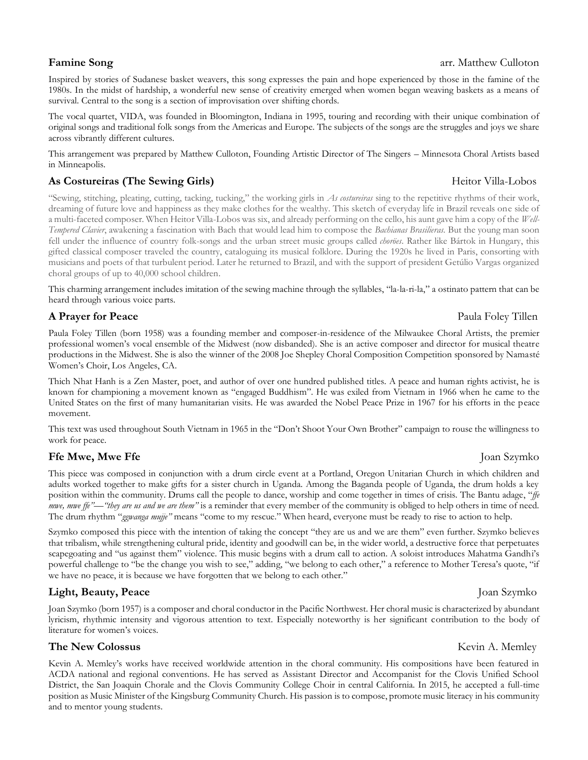**Famine Song** arr. Matthew Culloton

Inspired by stories of Sudanese basket weavers, this song expresses the pain and hope experienced by those in the famine of the 1980s. In the midst of hardship, a wonderful new sense of creativity emerged when women began weaving baskets as a means of survival. Central to the song is a section of improvisation over shifting chords.

The vocal quartet, VIDA, was founded in Bloomington, Indiana in 1995, touring and recording with their unique combination of original songs and traditional folk songs from the Americas and Europe. The subjects of the songs are the struggles and joys we share across vibrantly different cultures.

This arrangement was prepared by Matthew Culloton, Founding Artistic Director of The Singers – Minnesota Choral Artists based in Minneapolis.

**As Costureiras (The Sewing Girls)** Heitor Villa-Lobos

"Sewing, stitching, pleating, cutting, tacking, tucking," the working girls in *As costureiras* sing to the repetitive rhythms of their work, dreaming of future love and happiness as they make clothes for the wealthy. This sketch of everyday life in Brazil reveals one side of a multi-faceted composer. When Heitor Villa-Lobos was six, and already performing on the cello, his aunt gave him a copy of the *Well-Tempered Clavier*, awakening a fascination with Bach that would lead him to compose the *Bachianas Brasilieras*. But the young man soon fell under the influence of country folk-songs and the urban street music groups called *chorões*. Rather like Bártok in Hungary, this gifted classical composer traveled the country, cataloguing its musical folklore. During the 1920s he lived in Paris, consorting with musicians and poets of that turbulent period. Later he returned to Brazil, and with the support of president Getúlio Vargas organized choral groups of up to 40,000 school children.

This charming arrangement includes imitation of the sewing machine through the syllables, "la-la-ri-la," a ostinato pattern that can be heard through various voice parts.

**A Prayer for Peace** Paula Foley Tillen

Paula Foley Tillen (born 1958) was a founding member and composer-in-residence of the Milwaukee Choral Artists, the premier professional women's vocal ensemble of the Midwest (now disbanded). She is an active composer and director for musical theatre productions in the Midwest. She is also the winner of the 2008 Joe Shepley Choral Composition Competition sponsored by Namasté Women's Choir, Los Angeles, CA.

Thich Nhat Hanh is a Zen Master, poet, and author of over one hundred published titles. A peace and human rights activist, he is known for championing a movement known as "engaged Buddhism". He was exiled from Vietnam in 1966 when he came to the United States on the first of many humanitarian visits. He was awarded the Nobel Peace Prize in 1967 for his efforts in the peace movement.

This text was used throughout South Vietnam in 1965 in the "Don't Shoot Your Own Brother" campaign to rouse the willingness to work for peace.

**Ffe Mwe, Mwe Ffe** Joan Szymko

This piece was composed in conjunction with a drum circle event at a Portland, Oregon Unitarian Church in which children and adults worked together to make gifts for a sister church in Uganda. Among the Baganda people of Uganda, the drum holds a key position within the community. Drums call the people to dance, worship and come together in times of crisis. The Bantu adage, "*ffe mwe, mwe ffe"—"they are us and we are them"* is a reminder that every member of the community is obliged to help others in time of need. The drum rhythm "*ggwanga mujje"* means "come to my rescue." When heard, everyone must be ready to rise to action to help.

Szymko composed this piece with the intention of taking the concept "they are us and we are them" even further. Szymko believes that tribalism, while strengthening cultural pride, identity and goodwill can be, in the wider world, a destructive force that perpetuates scapegoating and "us against them" violence. This music begins with a drum call to action. A soloist introduces Mahatma Gandhi's powerful challenge to "be the change you wish to see," adding, "we belong to each other," a reference to Mother Teresa's quote, "if we have no peace, it is because we have forgotten that we belong to each other."

**Light, Beauty, Peace** Joan Szymko

Joan Szymko (born 1957) is a composer and choral conductor in the Pacific Northwest. Her choral music is characterized by abundant lyricism, rhythmic intensity and vigorous attention to text. Especially noteworthy is her significant contribution to the body of literature for women's voices.

**The New Colossus** Kevin A. Memley

Kevin A. Memley's works have received worldwide attention in the choral community. His compositions have been featured in ACDA national and regional conventions. He has served as Assistant Director and Accompanist for the Clovis Unified School District, the San Joaquin Chorale and the Clovis Community College Choir in central California. In 2015, he accepted a full-time position as Music Minister of the Kingsburg Community Church. His passion is to compose, promote music literacy in his community and to mentor young students.